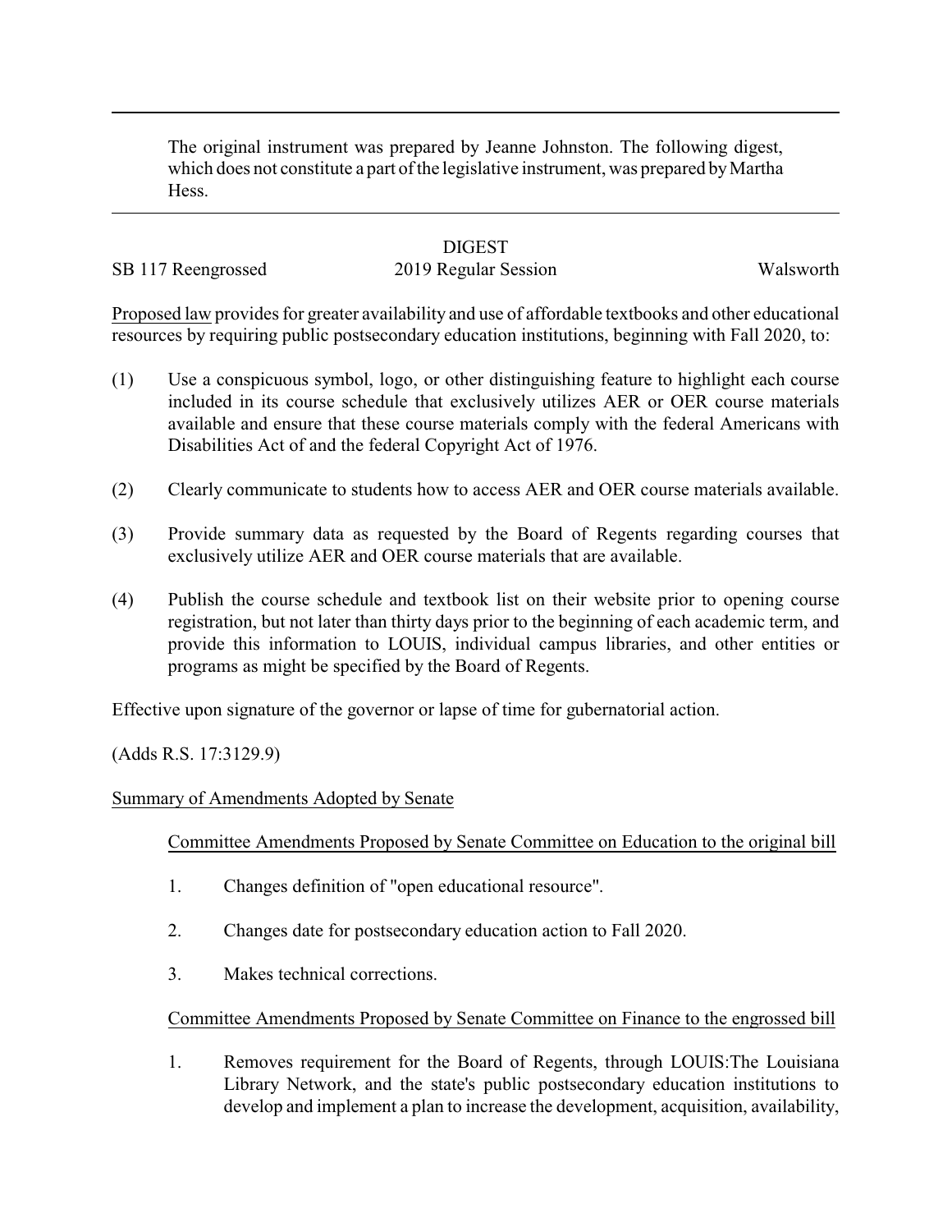The original instrument was prepared by Jeanne Johnston. The following digest, which does not constitute a part of the legislative instrument, was prepared by Martha Hess.

DIGEST

SB 117 Reengrossed 2019 Regular Session Walsworth

Proposed law provides for greater availability and use of affordable textbooks and other educational resources by requiring public postsecondary education institutions, beginning with Fall 2020, to:

(1) Use a conspicuous symbol, logo, or other distinguishing feature to highlight each course included in its course schedule that exclusively utilizes AER or OER course materials available and ensure that these course materials comply with the federal Americans with Disabilities Act of and the federal Copyright Act of 1976.

(2) Clearly communicate to students how to access AER and OER course materials available.

(3) Provide summary data as requested by the Board of Regents regarding courses that exclusively utilize AER and OER course materials that are available.

(4) Publish the course schedule and textbook list on their website prior to opening course registration, but not later than thirty days prior to the beginning of each academic term, and provide this information to LOUIS, individual campus libraries, and other entities or programs as might be specified by the Board of Regents.

Effective upon signature of the governor or lapse of time for gubernatorial action.

(Adds R.S. 17:3129.9)

Summary of Amendments Adopted by Senate

Committee Amendments Proposed by Senate Committee on Education to the original bill

1. Changes definition of "open educational resource".
2. Changes date for postsecondary education action to Fall 2020.
3. Makes technical corrections.

Committee Amendments Proposed by Senate Committee on Finance to the engrossed bill

1. Removes requirement for the Board of Regents, through LOUIS:The Louisiana Library Network, and the state's public postsecondary education institutions to develop and implement a plan to increase the development, acquisition, availability,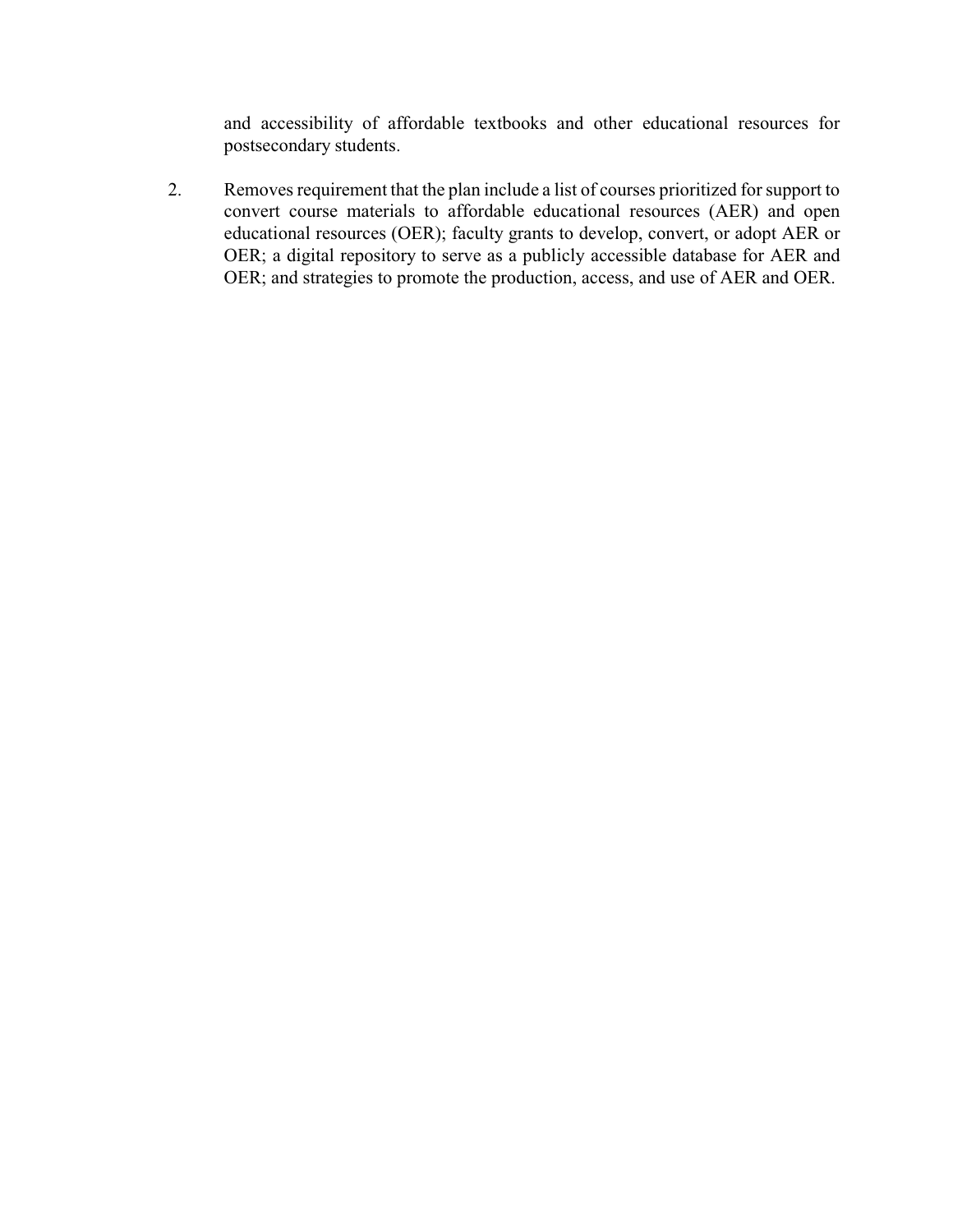and accessibility of affordable textbooks and other educational resources for postsecondary students.

2. Removes requirement that the plan include a list of courses prioritized for support to convert course materials to affordable educational resources (AER) and open educational resources (OER); faculty grants to develop, convert, or adopt AER or OER; a digital repository to serve as a publicly accessible database for AER and OER; and strategies to promote the production, access, and use of AER and OER.